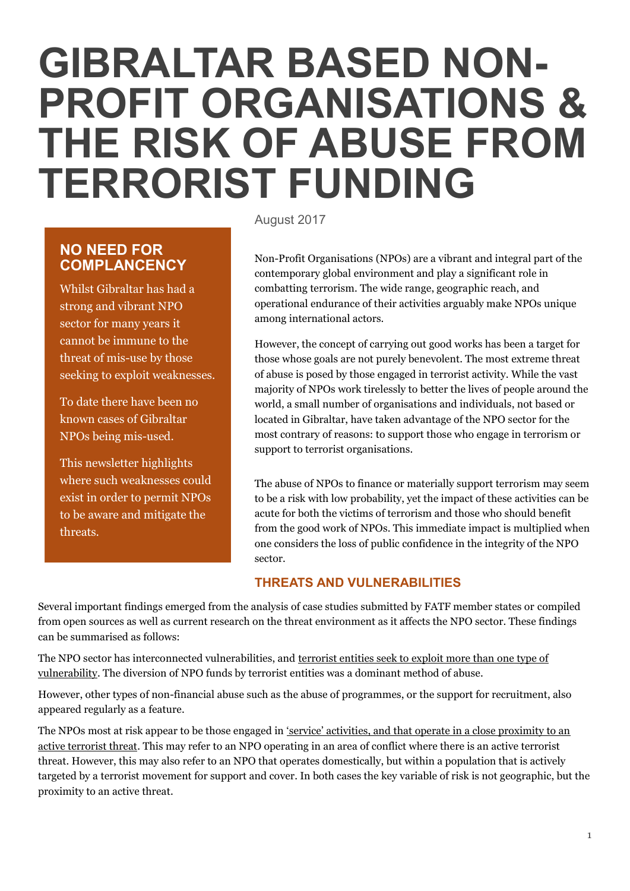# GIBRALTAR BASED NON-PROFIT ORGANISATIONS & THE RISK OF ABUSE FROM TERRORIST FUNDING

August 2017

## NO NEED FOR COMPLANCENCY

Whilst Gibraltar has had a strong and vibrant NPO sector for many years it cannot be immune to the threat of mis-use by those seeking to exploit weaknesses.

To date there have been no known cases of Gibraltar NPOs being mis-used.

This newsletter highlights where such weaknesses could exist in order to permit NPOs to be aware and mitigate the threats.

Non-Profit Organisations (NPOs) are a vibrant and integral part of the contemporary global environment and play a significant role in combatting terrorism. The wide range, geographic reach, and operational endurance of their activities arguably make NPOs unique among international actors.

However, the concept of carrying out good works has been a target for those whose goals are not purely benevolent. The most extreme threat of abuse is posed by those engaged in terrorist activity. While the vast majority of NPOs work tirelessly to better the lives of people around the world, a small number of organisations and individuals, not based or located in Gibraltar, have taken advantage of the NPO sector for the most contrary of reasons: to support those who engage in terrorism or support to terrorist organisations.

The abuse of NPOs to finance or materially support terrorism may seem to be a risk with low probability, yet the impact of these activities can be acute for both the victims of terrorism and those who should benefit from the good work of NPOs. This immediate impact is multiplied when one considers the loss of public confidence in the integrity of the NPO sector.

## THREATS AND VULNERABILITIES

Several important findings emerged from the analysis of case studies submitted by FATF member states or compiled from open sources as well as current research on the threat environment as it affects the NPO sector. These findings can be summarised as follows:

The NPO sector has interconnected vulnerabilities, and terrorist entities seek to exploit more than one type of vulnerability. The diversion of NPO funds by terrorist entities was a dominant method of abuse.

However, other types of non-financial abuse such as the abuse of programmes, or the support for recruitment, also appeared regularly as a feature.

The NPOs most at risk appear to be those engaged in 'service' activities, and that operate in a close proximity to an active terrorist threat. This may refer to an NPO operating in an area of conflict where there is an active terrorist threat. However, this may also refer to an NPO that operates domestically, but within a population that is actively targeted by a terrorist movement for support and cover. In both cases the key variable of risk is not geographic, but the proximity to an active threat.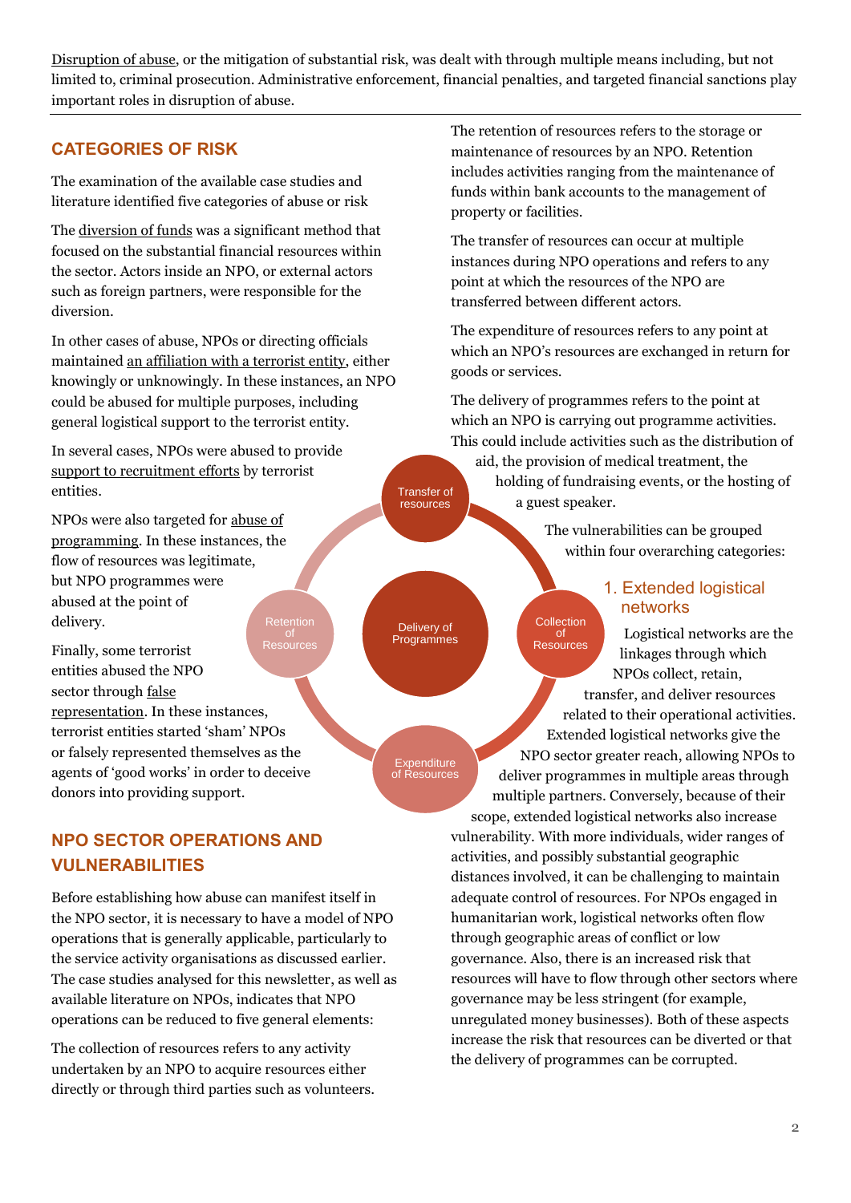Disruption of abuse, or the mitigation of substantial risk, was dealt with through multiple means including, but not limited to, criminal prosecution. Administrative enforcement, financial penalties, and targeted financial sanctions play important roles in disruption of abuse.

## CATEGORIES OF RISK

The examination of the available case studies and literature identified five categories of abuse or risk

The diversion of funds was a significant method that focused on the substantial financial resources within the sector. Actors inside an NPO, or external actors such as foreign partners, were responsible for the diversion.

In other cases of abuse, NPOs or directing officials maintained an affiliation with a terrorist entity, either knowingly or unknowingly. In these instances, an NPO could be abused for multiple purposes, including general logistical support to the terrorist entity.

In several cases, NPOs were abused to provide support to recruitment efforts by terrorist entities.

NPOs were also targeted for abuse of programming. In these instances, the flow of resources was legitimate, but NPO programmes were abused at the point of delivery.

Finally, some terrorist entities abused the NPO sector through false representation. In these instances, terrorist entities started 'sham' NPOs or falsely represented themselves as the agents of 'good works' in order to deceive donors into providing support.

## NPO SECTOR OPERATIONS AND VULNERABILITIES

Before establishing how abuse can manifest itself in the NPO sector, it is necessary to have a model of NPO operations that is generally applicable, particularly to the service activity organisations as discussed earlier. The case studies analysed for this newsletter, as well as available literature on NPOs, indicates that NPO operations can be reduced to five general elements:

The collection of resources refers to any activity undertaken by an NPO to acquire resources either directly or through third parties such as volunteers.

The retention of resources refers to the storage or maintenance of resources by an NPO. Retention includes activities ranging from the maintenance of funds within bank accounts to the management of property or facilities.

The transfer of resources can occur at multiple instances during NPO operations and refers to any point at which the resources of the NPO are transferred between different actors.

The expenditure of resources refers to any point at which an NPO's resources are exchanged in return for goods or services.

The delivery of programmes refers to the point at which an NPO is carrying out programme activities. This could include activities such as the distribution of aid, the provision of medical treatment, the holding of fundraising events, or the hosting of a guest speaker.

Transfer of resources

Retention of Resources

Delivery of Programmes

Collection of Resources

Expenditure of Resources

The vulnerabilities can be grouped within four overarching categories:

### 1. Extended logistical networks

Logistical networks are the linkages through which NPOs collect, retain, transfer, and deliver resources related to their operational activities. Extended logistical networks give the NPO sector greater reach, allowing NPOs to deliver programmes in multiple areas through multiple partners. Conversely, because of their scope, extended logistical networks also increase vulnerability. With more individuals, wider ranges of activities, and possibly substantial geographic distances involved, it can be challenging to maintain adequate control of resources. For NPOs engaged in humanitarian work, logistical networks often flow through geographic areas of conflict or low governance. Also, there is an increased risk that resources will have to flow through other sectors where governance may be less stringent (for example, unregulated money businesses). Both of these aspects increase the risk that resources can be diverted or that the delivery of programmes can be corrupted.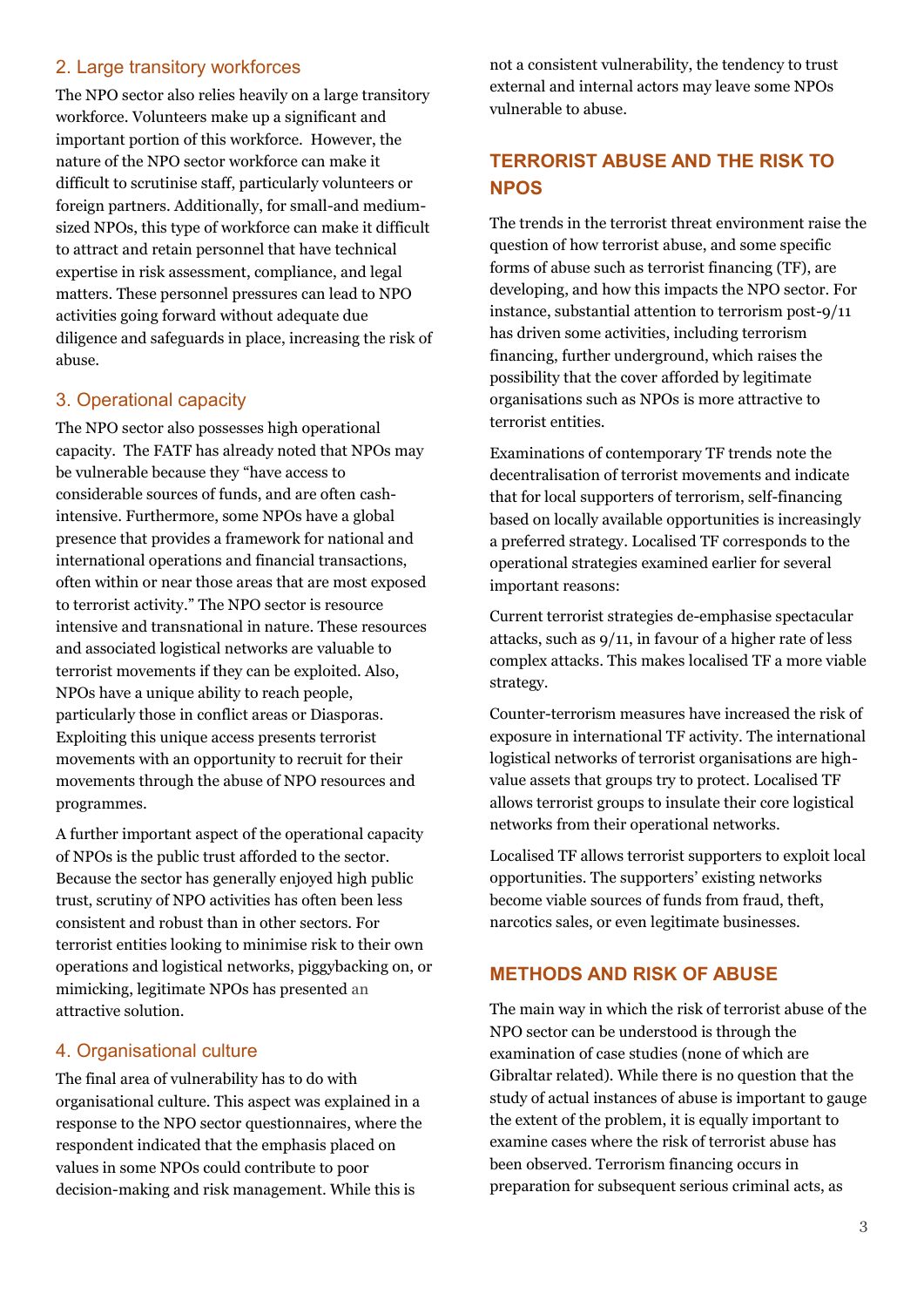### 2. Large transitory workforces

The NPO sector also relies heavily on a large transitory workforce. Volunteers make up a significant and important portion of this workforce. However, the nature of the NPO sector workforce can make it difficult to scrutinise staff, particularly volunteers or foreign partners. Additionally, for small-and medium-sized NPOs, this type of workforce can make it difficult to attract and retain personnel that have technical expertise in risk assessment, compliance, and legal matters. These personnel pressures can lead to NPO activities going forward without adequate due diligence and safeguards in place, increasing the risk of abuse.

### 3. Operational capacity

The NPO sector also possesses high operational capacity. The FATF has already noted that NPOs may be vulnerable because they "have access to considerable sources of funds, and are often cash-intensive. Furthermore, some NPOs have a global presence that provides a framework for national and international operations and financial transactions, often within or near those areas that are most exposed to terrorist activity." The NPO sector is resource intensive and transnational in nature. These resources and associated logistical networks are valuable to terrorist movements if they can be exploited. Also, NPOs have a unique ability to reach people, particularly those in conflict areas or Diasporas. Exploiting this unique access presents terrorist movements with an opportunity to recruit for their movements through the abuse of NPO resources and programmes.

A further important aspect of the operational capacity of NPOs is the public trust afforded to the sector. Because the sector has generally enjoyed high public trust, scrutiny of NPO activities has often been less consistent and robust than in other sectors. For terrorist entities looking to minimise risk to their own operations and logistical networks, piggybacking on, or mimicking, legitimate NPOs has presented an attractive solution.

### 4. Organisational culture

The final area of vulnerability has to do with organisational culture. This aspect was explained in a response to the NPO sector questionnaires, where the respondent indicated that the emphasis placed on values in some NPOs could contribute to poor decision-making and risk management. While this is not a consistent vulnerability, the tendency to trust external and internal actors may leave some NPOs vulnerable to abuse.

## TERRORIST ABUSE AND THE RISK TO NPOS

The trends in the terrorist threat environment raise the question of how terrorist abuse, and some specific forms of abuse such as terrorist financing (TF), are developing, and how this impacts the NPO sector. For instance, substantial attention to terrorism post-9/11 has driven some activities, including terrorism financing, further underground, which raises the possibility that the cover afforded by legitimate organisations such as NPOs is more attractive to terrorist entities.

Examinations of contemporary TF trends note the decentralisation of terrorist movements and indicate that for local supporters of terrorism, self-financing based on locally available opportunities is increasingly a preferred strategy. Localised TF corresponds to the operational strategies examined earlier for several important reasons:

Current terrorist strategies de-emphasise spectacular attacks, such as 9/11, in favour of a higher rate of less complex attacks. This makes localised TF a more viable strategy.

Counter-terrorism measures have increased the risk of exposure in international TF activity. The international logistical networks of terrorist organisations are high-value assets that groups try to protect. Localised TF allows terrorist groups to insulate their core logistical networks from their operational networks.

Localised TF allows terrorist supporters to exploit local opportunities. The supporters' existing networks become viable sources of funds from fraud, theft, narcotics sales, or even legitimate businesses.

## METHODS AND RISK OF ABUSE

The main way in which the risk of terrorist abuse of the NPO sector can be understood is through the examination of case studies (none of which are Gibraltar related). While there is no question that the study of actual instances of abuse is important to gauge the extent of the problem, it is equally important to examine cases where the risk of terrorist abuse has been observed. Terrorism financing occurs in preparation for subsequent serious criminal acts, as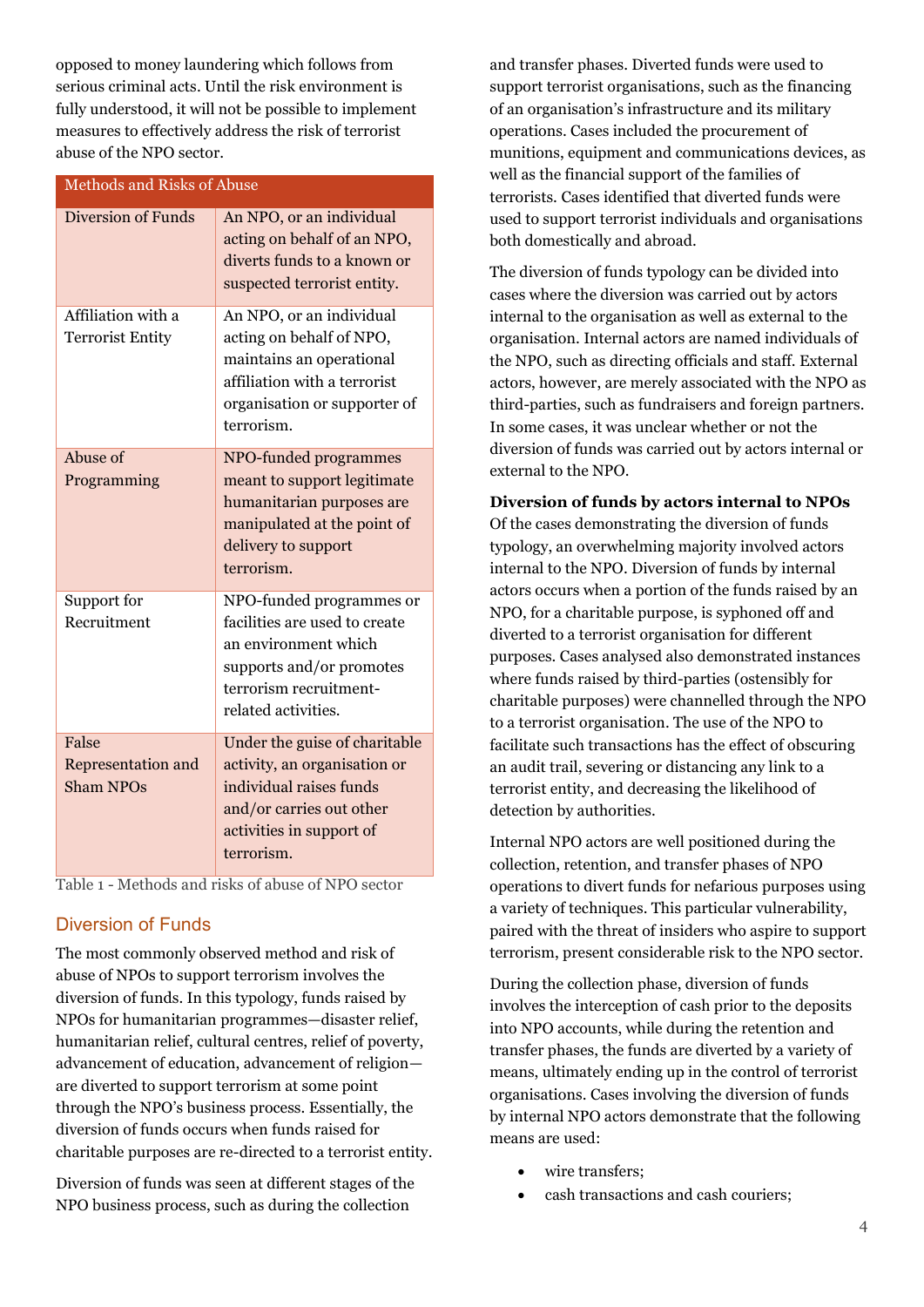opposed to money laundering which follows from serious criminal acts. Until the risk environment is fully understood, it will not be possible to implement measures to effectively address the risk of terrorist abuse of the NPO sector.

| Methods and Risks of Abuse | |
|---|---|
| Diversion of Funds | An NPO, or an individual acting on behalf of an NPO, diverts funds to a known or suspected terrorist entity. |
| Affiliation with a Terrorist Entity | An NPO, or an individual acting on behalf of NPO, maintains an operational affiliation with a terrorist organisation or supporter of terrorism. |
| Abuse of Programming | NPO-funded programmes meant to support legitimate humanitarian purposes are manipulated at the point of delivery to support terrorism. |
| Support for Recruitment | NPO-funded programmes or facilities are used to create an environment which supports and/or promotes terrorism recruitment-related activities. |
| False Representation and Sham NPOs | Under the guise of charitable activity, an organisation or individual raises funds and/or carries out other activities in support of terrorism. |

Table 1 - Methods and risks of abuse of NPO sector

## Diversion of Funds

The most commonly observed method and risk of abuse of NPOs to support terrorism involves the diversion of funds. In this typology, funds raised by NPOs for humanitarian programmes—disaster relief, humanitarian relief, cultural centres, relief of poverty, advancement of education, advancement of religion—are diverted to support terrorism at some point through the NPO's business process. Essentially, the diversion of funds occurs when funds raised for charitable purposes are re-directed to a terrorist entity.

Diversion of funds was seen at different stages of the NPO business process, such as during the collection and transfer phases. Diverted funds were used to support terrorist organisations, such as the financing of an organisation's infrastructure and its military operations. Cases included the procurement of munitions, equipment and communications devices, as well as the financial support of the families of terrorists. Cases identified that diverted funds were used to support terrorist individuals and organisations both domestically and abroad.

The diversion of funds typology can be divided into cases where the diversion was carried out by actors internal to the organisation as well as external to the organisation. Internal actors are named individuals of the NPO, such as directing officials and staff. External actors, however, are merely associated with the NPO as third-parties, such as fundraisers and foreign partners. In some cases, it was unclear whether or not the diversion of funds was carried out by actors internal or external to the NPO.

**Diversion of funds by actors internal to NPOs**

Of the cases demonstrating the diversion of funds typology, an overwhelming majority involved actors internal to the NPO. Diversion of funds by internal actors occurs when a portion of the funds raised by an NPO, for a charitable purpose, is syphoned off and diverted to a terrorist organisation for different purposes. Cases analysed also demonstrated instances where funds raised by third-parties (ostensibly for charitable purposes) were channelled through the NPO to a terrorist organisation. The use of the NPO to facilitate such transactions has the effect of obscuring an audit trail, severing or distancing any link to a terrorist entity, and decreasing the likelihood of detection by authorities.

Internal NPO actors are well positioned during the collection, retention, and transfer phases of NPO operations to divert funds for nefarious purposes using a variety of techniques. This particular vulnerability, paired with the threat of insiders who aspire to support terrorism, present considerable risk to the NPO sector.

During the collection phase, diversion of funds involves the interception of cash prior to the deposits into NPO accounts, while during the retention and transfer phases, the funds are diverted by a variety of means, ultimately ending up in the control of terrorist organisations. Cases involving the diversion of funds by internal NPO actors demonstrate that the following means are used:

- wire transfers;
- cash transactions and cash couriers;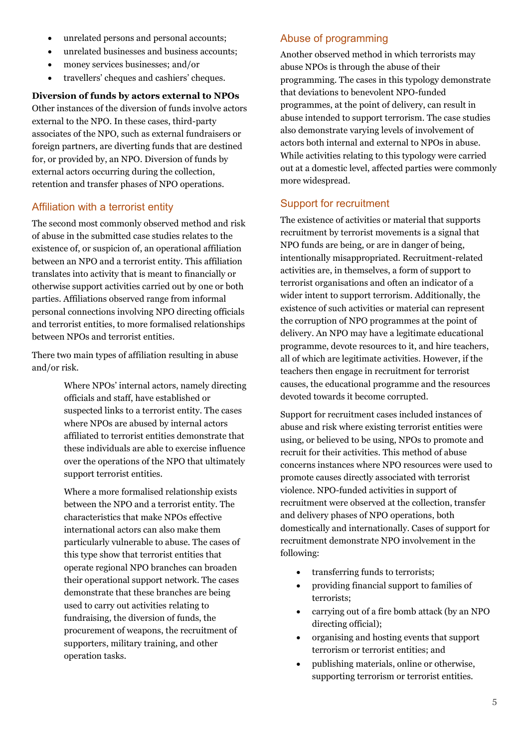- unrelated persons and personal accounts;
- unrelated businesses and business accounts;
- money services businesses; and/or
- travellers' cheques and cashiers' cheques.

**Diversion of funds by actors external to NPOs**

Other instances of the diversion of funds involve actors external to the NPO. In these cases, third-party associates of the NPO, such as external fundraisers or foreign partners, are diverting funds that are destined for, or provided by, an NPO. Diversion of funds by external actors occurring during the collection, retention and transfer phases of NPO operations.

## Affiliation with a terrorist entity

The second most commonly observed method and risk of abuse in the submitted case studies relates to the existence of, or suspicion of, an operational affiliation between an NPO and a terrorist entity. This affiliation translates into activity that is meant to financially or otherwise support activities carried out by one or both parties. Affiliations observed range from informal personal connections involving NPO directing officials and terrorist entities, to more formalised relationships between NPOs and terrorist entities.

There two main types of affiliation resulting in abuse and/or risk.

> Where NPOs' internal actors, namely directing officials and staff, have established or suspected links to a terrorist entity. The cases where NPOs are abused by internal actors affiliated to terrorist entities demonstrate that these individuals are able to exercise influence over the operations of the NPO that ultimately support terrorist entities.
>
> Where a more formalised relationship exists between the NPO and a terrorist entity. The characteristics that make NPOs effective international actors can also make them particularly vulnerable to abuse. The cases of this type show that terrorist entities that operate regional NPO branches can broaden their operational support network. The cases demonstrate that these branches are being used to carry out activities relating to fundraising, the diversion of funds, the procurement of weapons, the recruitment of supporters, military training, and other operation tasks.

## Abuse of programming

Another observed method in which terrorists may abuse NPOs is through the abuse of their programming. The cases in this typology demonstrate that deviations to benevolent NPO-funded programmes, at the point of delivery, can result in abuse intended to support terrorism. The case studies also demonstrate varying levels of involvement of actors both internal and external to NPOs in abuse. While activities relating to this typology were carried out at a domestic level, affected parties were commonly more widespread.

## Support for recruitment

The existence of activities or material that supports recruitment by terrorist movements is a signal that NPO funds are being, or are in danger of being, intentionally misappropriated. Recruitment-related activities are, in themselves, a form of support to terrorist organisations and often an indicator of a wider intent to support terrorism. Additionally, the existence of such activities or material can represent the corruption of NPO programmes at the point of delivery. An NPO may have a legitimate educational programme, devote resources to it, and hire teachers, all of which are legitimate activities. However, if the teachers then engage in recruitment for terrorist causes, the educational programme and the resources devoted towards it become corrupted.

Support for recruitment cases included instances of abuse and risk where existing terrorist entities were using, or believed to be using, NPOs to promote and recruit for their activities. This method of abuse concerns instances where NPO resources were used to promote causes directly associated with terrorist violence. NPO-funded activities in support of recruitment were observed at the collection, transfer and delivery phases of NPO operations, both domestically and internationally. Cases of support for recruitment demonstrate NPO involvement in the following:

- transferring funds to terrorists;
- providing financial support to families of terrorists;
- carrying out of a fire bomb attack (by an NPO directing official);
- organising and hosting events that support terrorism or terrorist entities; and
- publishing materials, online or otherwise, supporting terrorism or terrorist entities.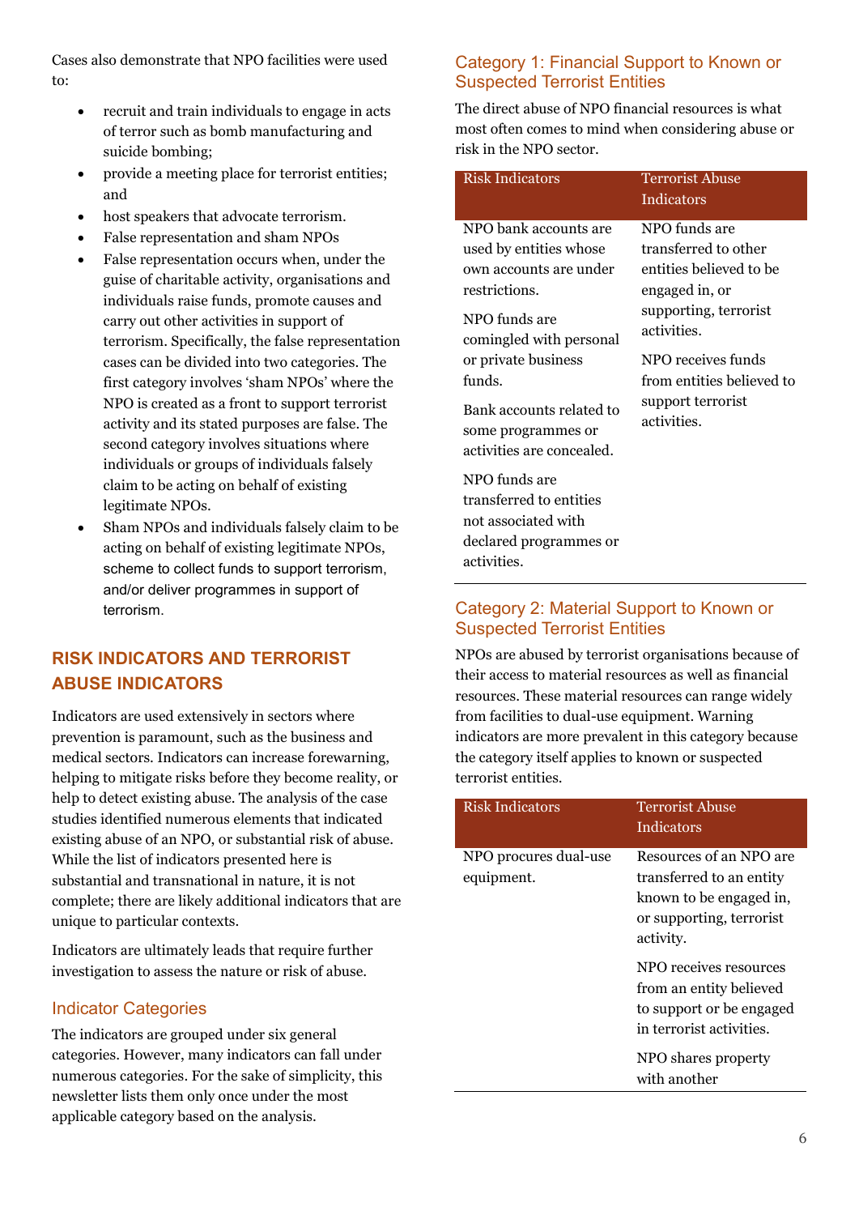Cases also demonstrate that NPO facilities were used to:

- recruit and train individuals to engage in acts of terror such as bomb manufacturing and suicide bombing;
- provide a meeting place for terrorist entities; and
- host speakers that advocate terrorism.
- False representation and sham NPOs
- False representation occurs when, under the guise of charitable activity, organisations and individuals raise funds, promote causes and carry out other activities in support of terrorism. Specifically, the false representation cases can be divided into two categories. The first category involves 'sham NPOs' where the NPO is created as a front to support terrorist activity and its stated purposes are false. The second category involves situations where individuals or groups of individuals falsely claim to be acting on behalf of existing legitimate NPOs.
- Sham NPOs and individuals falsely claim to be acting on behalf of existing legitimate NPOs, scheme to collect funds to support terrorism, and/or deliver programmes in support of terrorism.

## RISK INDICATORS AND TERRORIST ABUSE INDICATORS

Indicators are used extensively in sectors where prevention is paramount, such as the business and medical sectors. Indicators can increase forewarning, helping to mitigate risks before they become reality, or help to detect existing abuse. The analysis of the case studies identified numerous elements that indicated existing abuse of an NPO, or substantial risk of abuse. While the list of indicators presented here is substantial and transnational in nature, it is not complete; there are likely additional indicators that are unique to particular contexts.

Indicators are ultimately leads that require further investigation to assess the nature or risk of abuse.

### Indicator Categories

The indicators are grouped under six general categories. However, many indicators can fall under numerous categories. For the sake of simplicity, this newsletter lists them only once under the most applicable category based on the analysis.

### Category 1: Financial Support to Known or Suspected Terrorist Entities

The direct abuse of NPO financial resources is what most often comes to mind when considering abuse or risk in the NPO sector.

| Risk Indicators | Terrorist Abuse Indicators |
|---|---|
| NPO bank accounts are used by entities whose own accounts are under restrictions. | NPO funds are transferred to other entities believed to be engaged in, or supporting, terrorist activities. |
| NPO funds are comingled with personal or private business funds. | NPO receives funds from entities believed to support terrorist activities. |
| Bank accounts related to some programmes or activities are concealed. | |
| NPO funds are transferred to entities not associated with declared programmes or activities. | |

### Category 2: Material Support to Known or Suspected Terrorist Entities

NPOs are abused by terrorist organisations because of their access to material resources as well as financial resources. These material resources can range widely from facilities to dual-use equipment. Warning indicators are more prevalent in this category because the category itself applies to known or suspected terrorist entities.

| Risk Indicators | Terrorist Abuse Indicators |
|---|---|
| NPO procures dual-use equipment. | Resources of an NPO are transferred to an entity known to be engaged in, or supporting, terrorist activity. |
| | NPO receives resources from an entity believed to support or be engaged in terrorist activities. |
| | NPO shares property with another |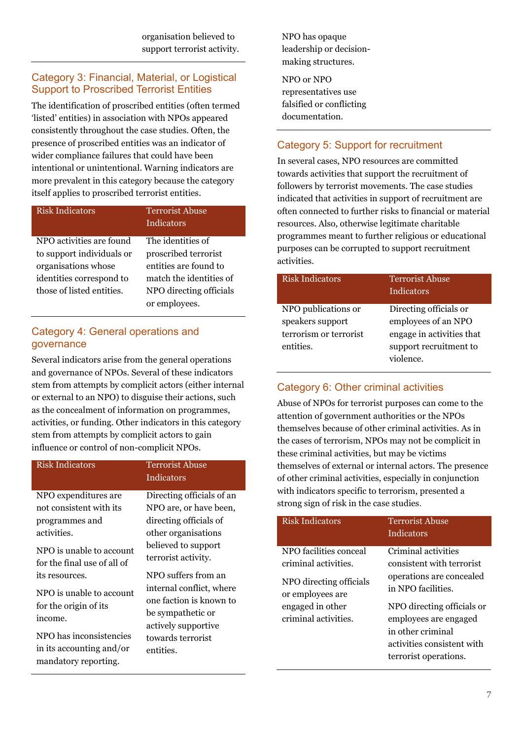organisation believed to support terrorist activity.

## Category 3: Financial, Material, or Logistical Support to Proscribed Terrorist Entities

The identification of proscribed entities (often termed 'listed' entities) in association with NPOs appeared consistently throughout the case studies. Often, the presence of proscribed entities was an indicator of wider compliance failures that could have been intentional or unintentional. Warning indicators are more prevalent in this category because the category itself applies to proscribed terrorist entities.

| Risk Indicators | Terrorist Abuse Indicators |
|---|---|
| NPO activities are found to support individuals or organisations whose identities correspond to those of listed entities. | The identities of proscribed terrorist entities are found to match the identities of NPO directing officials or employees. |

## Category 4: General operations and governance

Several indicators arise from the general operations and governance of NPOs. Several of these indicators stem from attempts by complicit actors (either internal or external to an NPO) to disguise their actions, such as the concealment of information on programmes, activities, or funding. Other indicators in this category stem from attempts by complicit actors to gain influence or control of non-complicit NPOs.

| Risk Indicators | Terrorist Abuse Indicators |
|---|---|
| NPO expenditures are not consistent with its programmes and activities.<br><br>NPO is unable to account for the final use of all of its resources.<br><br>NPO is unable to account for the origin of its income.<br><br>NPO has inconsistencies in its accounting and/or mandatory reporting.<br><br>NPO has opaque leadership or decision-making structures.<br><br>NPO or NPO representatives use falsified or conflicting documentation. | Directing officials of an NPO are, or have been, directing officials of other organisations believed to support terrorist activity.<br><br>NPO suffers from an internal conflict, where one faction is known to be sympathetic or actively supportive towards terrorist entities. |

## Category 5: Support for recruitment

In several cases, NPO resources are committed towards activities that support the recruitment of followers by terrorist movements. The case studies indicated that activities in support of recruitment are often connected to further risks to financial or material resources. Also, otherwise legitimate charitable programmes meant to further religious or educational purposes can be corrupted to support recruitment activities.

| Risk Indicators | Terrorist Abuse Indicators |
|---|---|
| NPO publications or speakers support terrorism or terrorist entities. | Directing officials or employees of an NPO engage in activities that support recruitment to violence. |

## Category 6: Other criminal activities

Abuse of NPOs for terrorist purposes can come to the attention of government authorities or the NPOs themselves because of other criminal activities. As in the cases of terrorism, NPOs may not be complicit in these criminal activities, but may be victims themselves of external or internal actors. The presence of other criminal activities, especially in conjunction with indicators specific to terrorism, presented a strong sign of risk in the case studies.

| Risk Indicators | Terrorist Abuse Indicators |
|---|---|
| NPO facilities conceal criminal activities.<br><br>NPO directing officials or employees are engaged in other criminal activities. | Criminal activities consistent with terrorist operations are concealed in NPO facilities.<br><br>NPO directing officials or employees are engaged in other criminal activities consistent with terrorist operations. |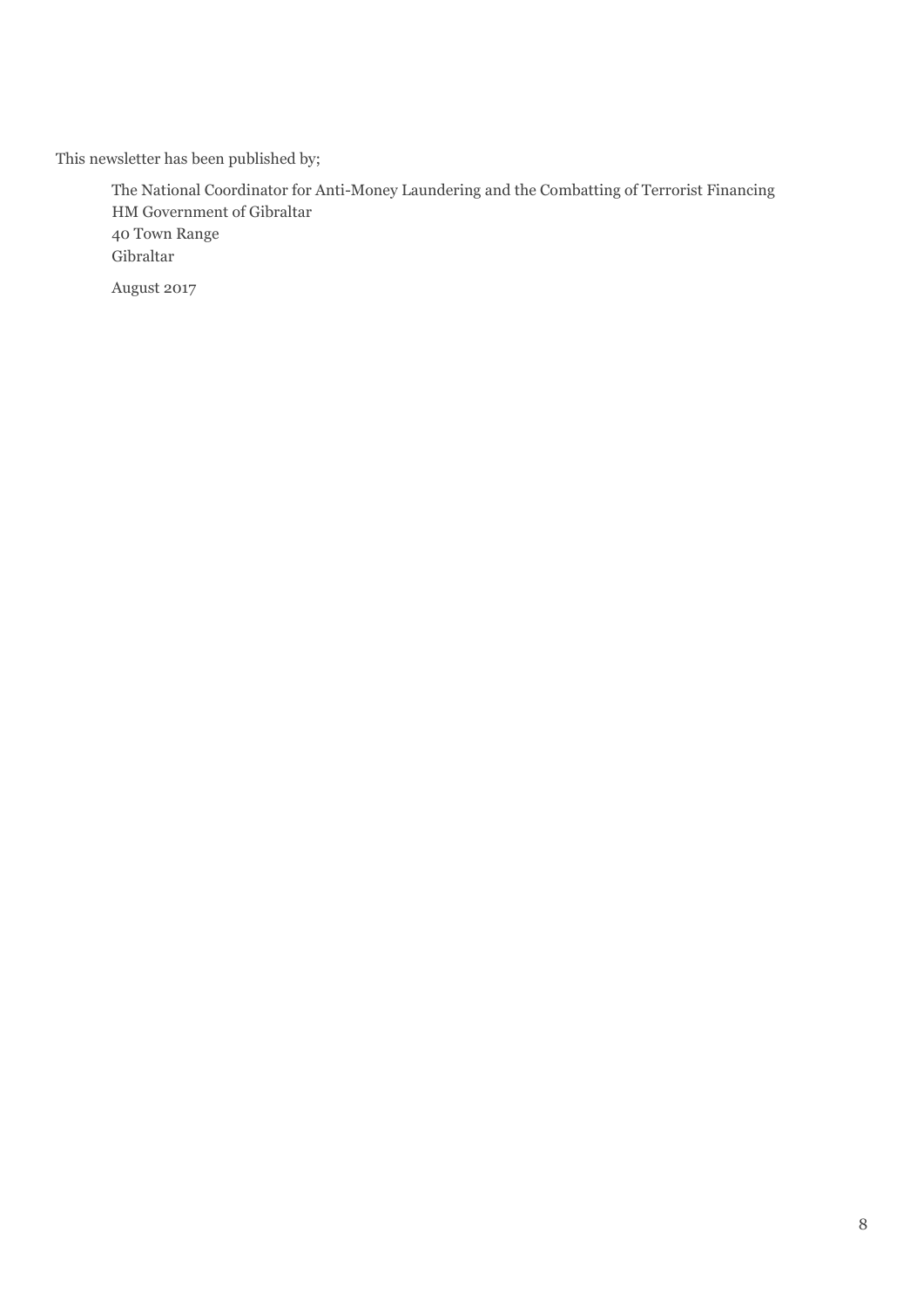This newsletter has been published by;

The National Coordinator for Anti-Money Laundering and the Combatting of Terrorist Financing
HM Government of Gibraltar
40 Town Range
Gibraltar

August 2017